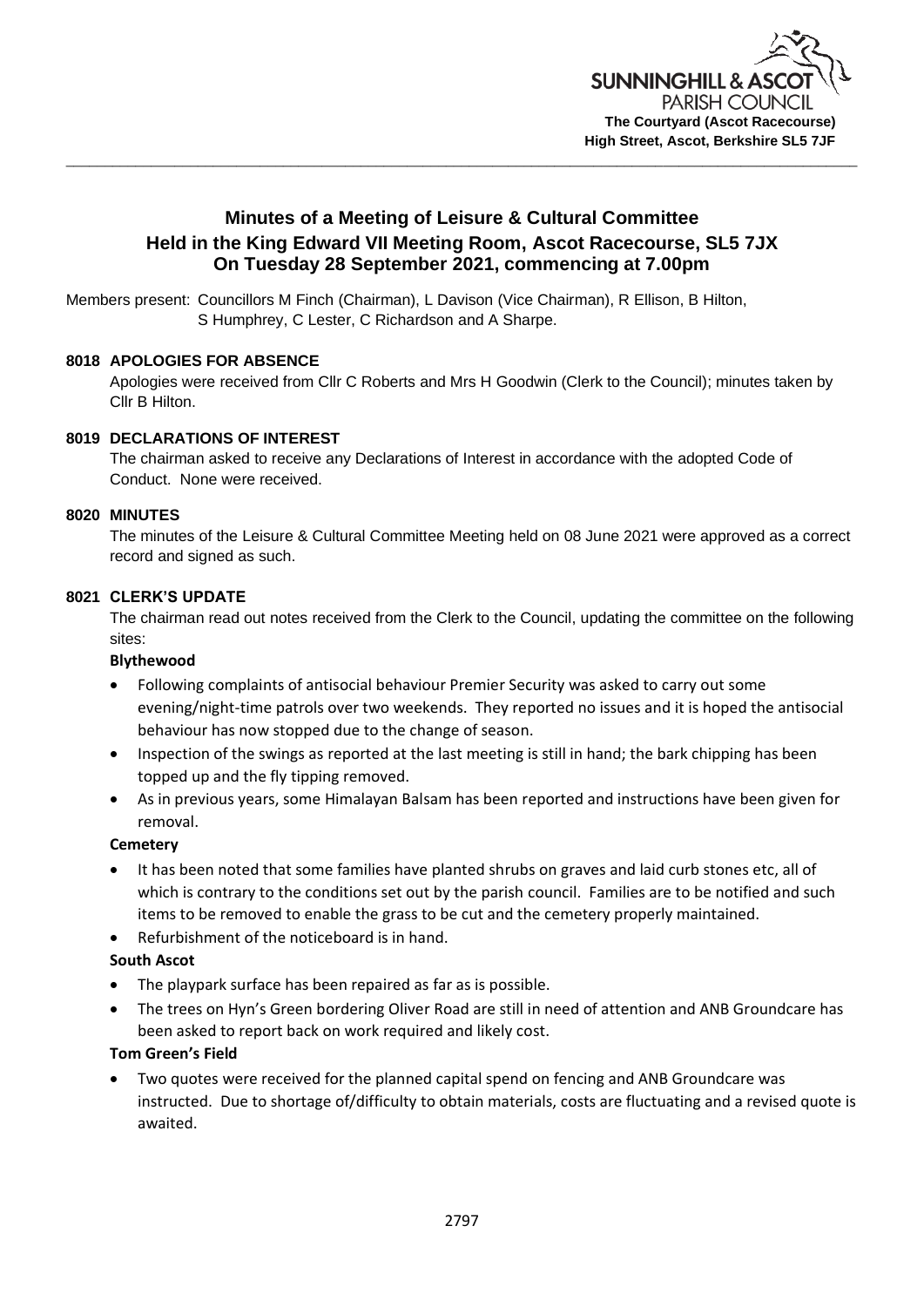SUNNINGHILL & ASCOT PARISH COUNCIL
**The Courtyard (Ascot Racecourse)**
**High Street, Ascot, Berkshire SL5 7JF**

---

# Minutes of a Meeting of Leisure & Cultural Committee Held in the King Edward VII Meeting Room, Ascot Racecourse, SL5 7JX On Tuesday 28 September 2021, commencing at 7.00pm

Members present: Councillors M Finch (Chairman), L Davison (Vice Chairman), R Ellison, B Hilton, S Humphrey, C Lester, C Richardson and A Sharpe.

## 8018 APOLOGIES FOR ABSENCE

Apologies were received from Cllr C Roberts and Mrs H Goodwin (Clerk to the Council); minutes taken by Cllr B Hilton.

## 8019 DECLARATIONS OF INTEREST

The chairman asked to receive any Declarations of Interest in accordance with the adopted Code of Conduct. None were received.

## 8020 MINUTES

The minutes of the Leisure & Cultural Committee Meeting held on 08 June 2021 were approved as a correct record and signed as such.

## 8021 CLERK'S UPDATE

The chairman read out notes received from the Clerk to the Council, updating the committee on the following sites:

**Blythewood**

- Following complaints of antisocial behaviour Premier Security was asked to carry out some evening/night-time patrols over two weekends. They reported no issues and it is hoped the antisocial behaviour has now stopped due to the change of season.
- Inspection of the swings as reported at the last meeting is still in hand; the bark chipping has been topped up and the fly tipping removed.
- As in previous years, some Himalayan Balsam has been reported and instructions have been given for removal.

**Cemetery**

- It has been noted that some families have planted shrubs on graves and laid curb stones etc, all of which is contrary to the conditions set out by the parish council. Families are to be notified and such items to be removed to enable the grass to be cut and the cemetery properly maintained.
- Refurbishment of the noticeboard is in hand.

**South Ascot**

- The playpark surface has been repaired as far as is possible.
- The trees on Hyn's Green bordering Oliver Road are still in need of attention and ANB Groundcare has been asked to report back on work required and likely cost.

**Tom Green's Field**

- Two quotes were received for the planned capital spend on fencing and ANB Groundcare was instructed. Due to shortage of/difficulty to obtain materials, costs are fluctuating and a revised quote is awaited.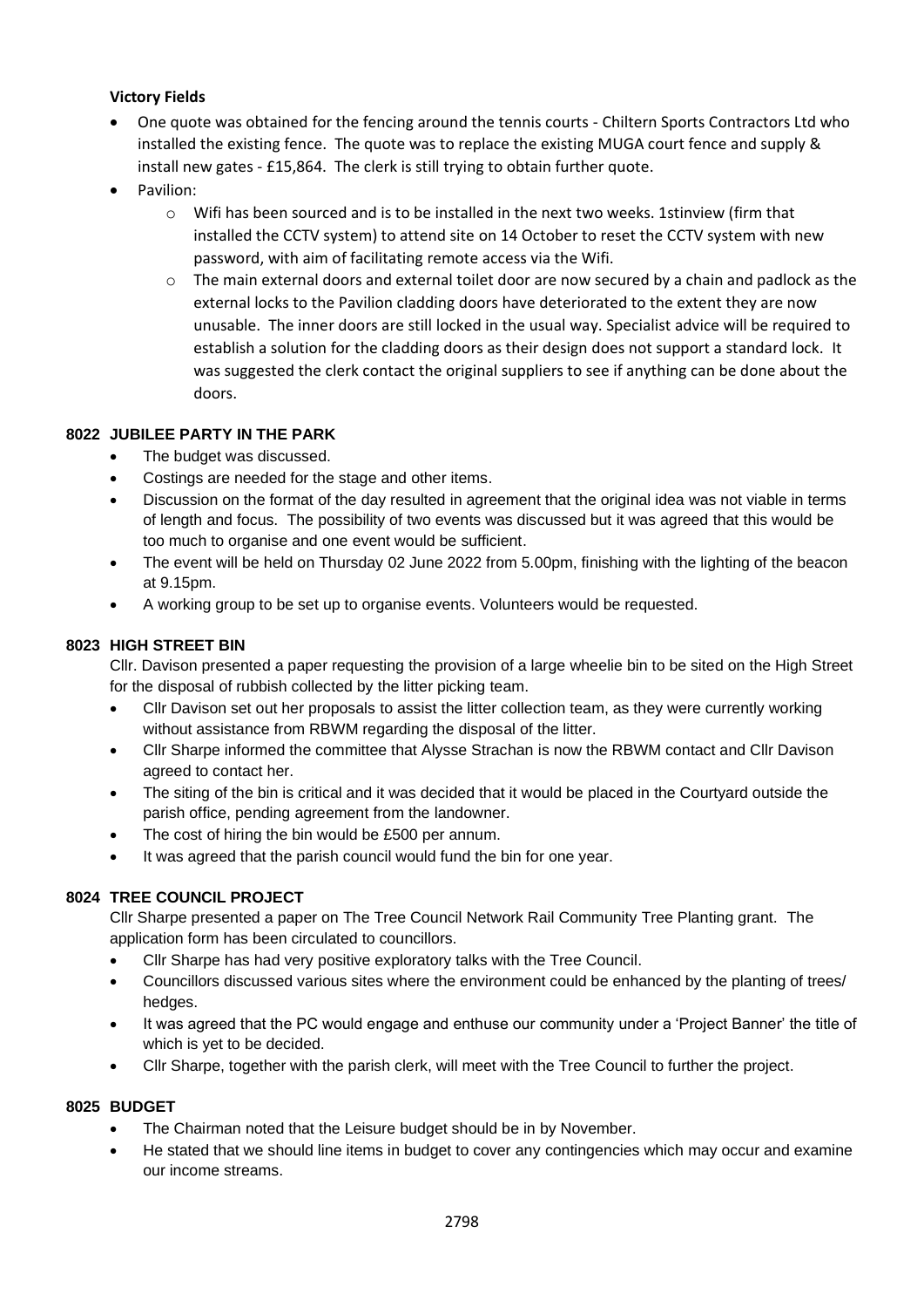**Victory Fields**

- One quote was obtained for the fencing around the tennis courts - Chiltern Sports Contractors Ltd who installed the existing fence. The quote was to replace the existing MUGA court fence and supply & install new gates - £15,864. The clerk is still trying to obtain further quote.
- Pavilion:
    - Wifi has been sourced and is to be installed in the next two weeks. 1stinview (firm that installed the CCTV system) to attend site on 14 October to reset the CCTV system with new password, with aim of facilitating remote access via the Wifi.
    - The main external doors and external toilet door are now secured by a chain and padlock as the external locks to the Pavilion cladding doors have deteriorated to the extent they are now unusable. The inner doors are still locked in the usual way. Specialist advice will be required to establish a solution for the cladding doors as their design does not support a standard lock. It was suggested the clerk contact the original suppliers to see if anything can be done about the doors.

**8022 JUBILEE PARTY IN THE PARK**

- The budget was discussed.
- Costings are needed for the stage and other items.
- Discussion on the format of the day resulted in agreement that the original idea was not viable in terms of length and focus. The possibility of two events was discussed but it was agreed that this would be too much to organise and one event would be sufficient.
- The event will be held on Thursday 02 June 2022 from 5.00pm, finishing with the lighting of the beacon at 9.15pm.
- A working group to be set up to organise events. Volunteers would be requested.

**8023 HIGH STREET BIN**

Cllr. Davison presented a paper requesting the provision of a large wheelie bin to be sited on the High Street for the disposal of rubbish collected by the litter picking team.

- Cllr Davison set out her proposals to assist the litter collection team, as they were currently working without assistance from RBWM regarding the disposal of the litter.
- Cllr Sharpe informed the committee that Alysse Strachan is now the RBWM contact and Cllr Davison agreed to contact her.
- The siting of the bin is critical and it was decided that it would be placed in the Courtyard outside the parish office, pending agreement from the landowner.
- The cost of hiring the bin would be £500 per annum.
- It was agreed that the parish council would fund the bin for one year.

**8024 TREE COUNCIL PROJECT**

Cllr Sharpe presented a paper on The Tree Council Network Rail Community Tree Planting grant. The application form has been circulated to councillors.

- Cllr Sharpe has had very positive exploratory talks with the Tree Council.
- Councillors discussed various sites where the environment could be enhanced by the planting of trees/ hedges.
- It was agreed that the PC would engage and enthuse our community under a 'Project Banner' the title of which is yet to be decided.
- Cllr Sharpe, together with the parish clerk, will meet with the Tree Council to further the project.

**8025 BUDGET**

- The Chairman noted that the Leisure budget should be in by November.
- He stated that we should line items in budget to cover any contingencies which may occur and examine our income streams.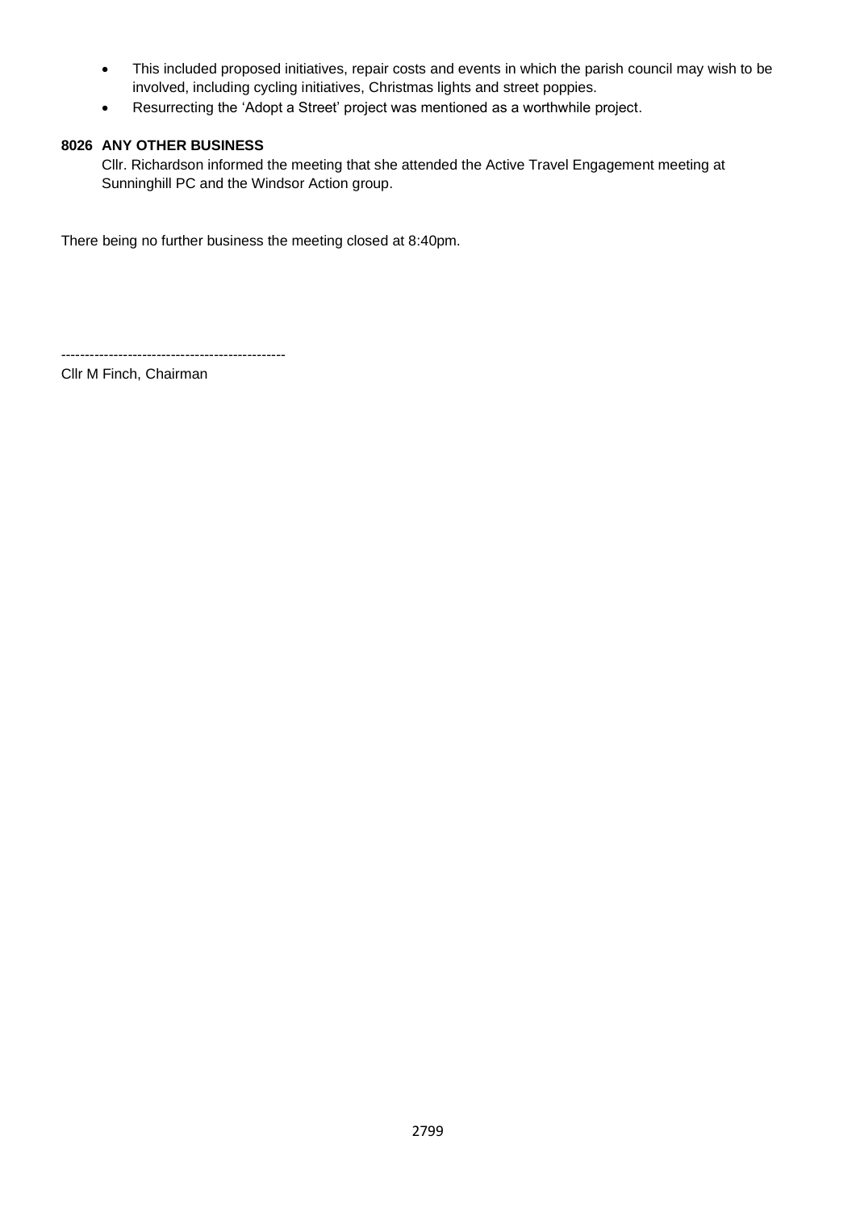- This included proposed initiatives, repair costs and events in which the parish council may wish to be involved, including cycling initiatives, Christmas lights and street poppies.
- Resurrecting the 'Adopt a Street' project was mentioned as a worthwhile project.

**8026 ANY OTHER BUSINESS**

Cllr. Richardson informed the meeting that she attended the Active Travel Engagement meeting at Sunninghill PC and the Windsor Action group.

There being no further business the meeting closed at 8:40pm.

----------------------------------------------

Cllr M Finch, Chairman